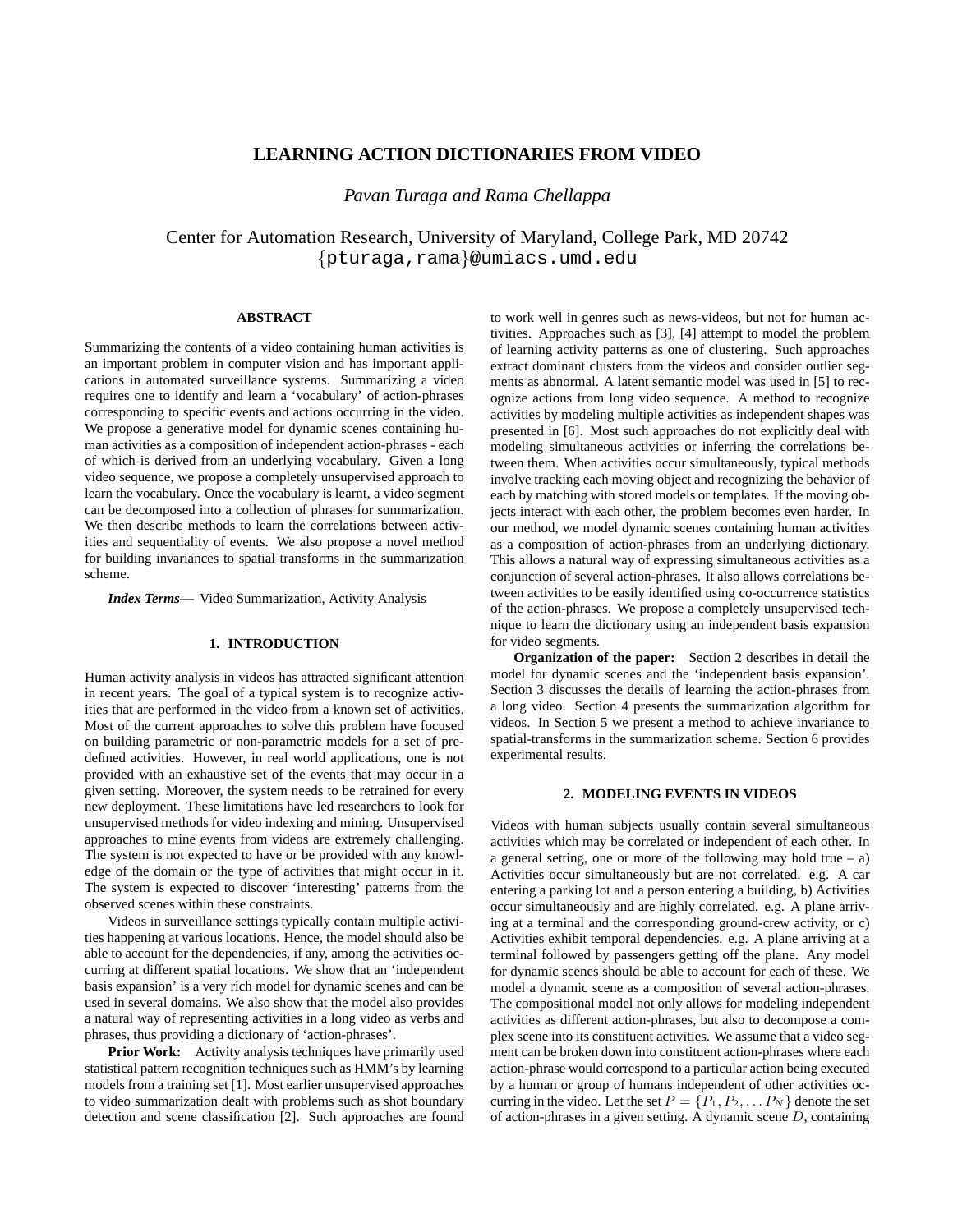# LEARNING ACTION DICTIONARIES FROM VIDEO

*Pavan Turaga and Rama Chellappa*

Center for Automation Research, University of Maryland, College Park, MD 20742
{pturaga,rama}@umiacs.umd.edu

## ABSTRACT

Summarizing the contents of a video containing human activities is an important problem in computer vision and has important applications in automated surveillance systems. Summarizing a video requires one to identify and learn a 'vocabulary' of action-phrases corresponding to specific events and actions occurring in the video. We propose a generative model for dynamic scenes containing human activities as a composition of independent action-phrases - each of which is derived from an underlying vocabulary. Given a long video sequence, we propose a completely unsupervised approach to learn the vocabulary. Once the vocabulary is learnt, a video segment can be decomposed into a collection of phrases for summarization. We then describe methods to learn the correlations between activities and sequentiality of events. We also propose a novel method for building invariances to spatial transforms in the summarization scheme.

***Index Terms—*** Video Summarization, Activity Analysis

## 1. INTRODUCTION

Human activity analysis in videos has attracted significant attention in recent years. The goal of a typical system is to recognize activities that are performed in the video from a known set of activities. Most of the current approaches to solve this problem have focused on building parametric or non-parametric models for a set of predefined activities. However, in real world applications, one is not provided with an exhaustive set of the events that may occur in a given setting. Moreover, the system needs to be retrained for every new deployment. These limitations have led researchers to look for unsupervised methods for video indexing and mining. Unsupervised approaches to mine events from videos are extremely challenging. The system is not expected to have or be provided with any knowledge of the domain or the type of activities that might occur in it. The system is expected to discover 'interesting' patterns from the observed scenes within these constraints.

Videos in surveillance settings typically contain multiple activities happening at various locations. Hence, the model should also be able to account for the dependencies, if any, among the activities occurring at different spatial locations. We show that an 'independent basis expansion' is a very rich model for dynamic scenes and can be used in several domains. We also show that the model also provides a natural way of representing activities in a long video as verbs and phrases, thus providing a dictionary of 'action-phrases'.

**Prior Work:** Activity analysis techniques have primarily used statistical pattern recognition techniques such as HMM's by learning models from a training set [1]. Most earlier unsupervised approaches to video summarization dealt with problems such as shot boundary detection and scene classification [2]. Such approaches are found to work well in genres such as news-videos, but not for human activities. Approaches such as [3], [4] attempt to model the problem of learning activity patterns as one of clustering. Such approaches extract dominant clusters from the videos and consider outlier segments as abnormal. A latent semantic model was used in [5] to recognize actions from long video sequence. A method to recognize activities by modeling multiple activities as independent shapes was presented in [6]. Most such approaches do not explicitly deal with modeling simultaneous activities or inferring the correlations between them. When activities occur simultaneously, typical methods involve tracking each moving object and recognizing the behavior of each by matching with stored models or templates. If the moving objects interact with each other, the problem becomes even harder. In our method, we model dynamic scenes containing human activities as a composition of action-phrases from an underlying dictionary. This allows a natural way of expressing simultaneous activities as a conjunction of several action-phrases. It also allows correlations between activities to be easily identified using co-occurrence statistics of the action-phrases. We propose a completely unsupervised technique to learn the dictionary using an independent basis expansion for video segments.

**Organization of the paper:** Section 2 describes in detail the model for dynamic scenes and the 'independent basis expansion'. Section 3 discusses the details of learning the action-phrases from a long video. Section 4 presents the summarization algorithm for videos. In Section 5 we present a method to achieve invariance to spatial-transforms in the summarization scheme. Section 6 provides experimental results.

## 2. MODELING EVENTS IN VIDEOS

Videos with human subjects usually contain several simultaneous activities which may be correlated or independent of each other. In a general setting, one or more of the following may hold true – a) Activities occur simultaneously but are not correlated. e.g. A car entering a parking lot and a person entering a building, b) Activities occur simultaneously and are highly correlated. e.g. A plane arriving at a terminal and the corresponding ground-crew activity, or c) Activities exhibit temporal dependencies. e.g. A plane arriving at a terminal followed by passengers getting off the plane. Any model for dynamic scenes should be able to account for each of these. We model a dynamic scene as a composition of several action-phrases. The compositional model not only allows for modeling independent activities as different action-phrases, but also to decompose a complex scene into its constituent activities. We assume that a video segment can be broken down into constituent action-phrases where each action-phrase would correspond to a particular action being executed by a human or group of humans independent of other activities occurring in the video. Let the set $P = \{P_1, P_2, \ldots P_N\}$ denote the set of action-phrases in a given setting. A dynamic scene $D$, containing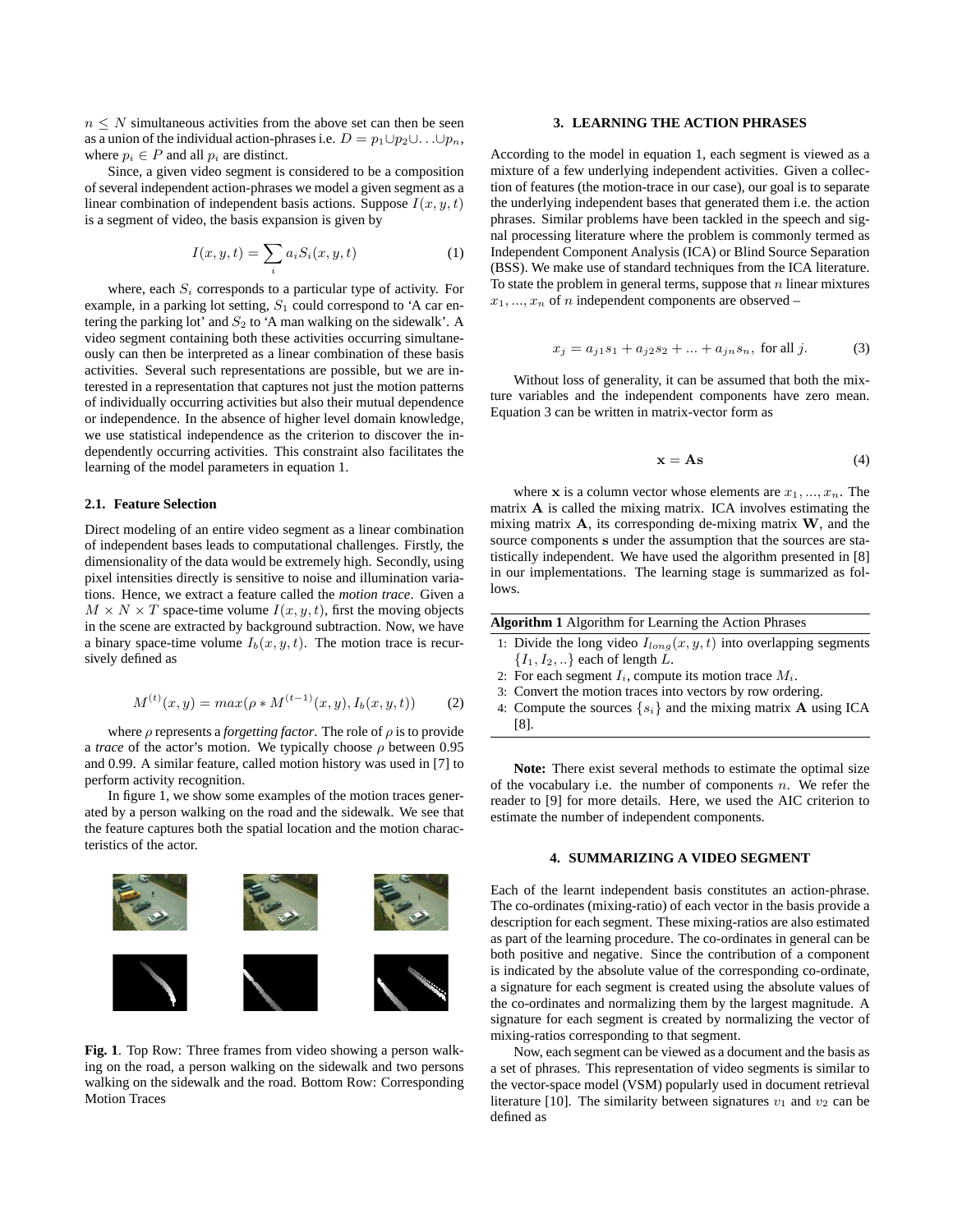$n \leq N$ simultaneous activities from the above set can then be seen as a union of the individual action-phrases i.e. $D = p_1 \cup p_2 \cup \ldots \cup p_n$, where $p_i \in P$ and all $p_i$ are distinct.

Since, a given video segment is considered to be a composition of several independent action-phrases we model a given segment as a linear combination of independent basis actions. Suppose $I(x, y, t)$ is a segment of video, the basis expansion is given by

$$I(x, y, t) = \sum_i a_i S_i(x, y, t) \tag{1}$$

where, each $S_i$ corresponds to a particular type of activity. For example, in a parking lot setting, $S_1$ could correspond to 'A car entering the parking lot' and $S_2$ to 'A man walking on the sidewalk'. A video segment containing both these activities occurring simultaneously can then be interpreted as a linear combination of these basis activities. Several such representations are possible, but we are interested in a representation that captures not just the motion patterns of individually occurring activities but also their mutual dependence or independence. In the absence of higher level domain knowledge, we use statistical independence as the criterion to discover the independently occurring activities. This constraint also facilitates the learning of the model parameters in equation 1.

### 2.1. Feature Selection

Direct modeling of an entire video segment as a linear combination of independent bases leads to computational challenges. Firstly, the dimensionality of the data would be extremely high. Secondly, using pixel intensities directly is sensitive to noise and illumination variations. Hence, we extract a feature called the *motion trace*. Given a $M \times N \times T$ space-time volume $I(x, y, t)$, first the moving objects in the scene are extracted by background subtraction. Now, we have a binary space-time volume $I_b(x, y, t)$. The motion trace is recursively defined as

$$M^{(t)}(x, y) = max(\rho * M^{(t-1)}(x, y), I_b(x, y, t)) \tag{2}$$

where $\rho$ represents a *forgetting factor*. The role of $\rho$ is to provide a *trace* of the actor's motion. We typically choose $\rho$ between 0.95 and 0.99. A similar feature, called motion history was used in [7] to perform activity recognition.

In figure 1, we show some examples of the motion traces generated by a person walking on the road and the sidewalk. We see that the feature captures both the spatial location and the motion characteristics of the actor.

**Fig. 1**. Top Row: Three frames from video showing a person walking on the road, a person walking on the sidewalk and two persons walking on the sidewalk and the road. Bottom Row: Corresponding Motion Traces

## 3. LEARNING THE ACTION PHRASES

According to the model in equation 1, each segment is viewed as a mixture of a few underlying independent activities. Given a collection of features (the motion-trace in our case), our goal is to separate the underlying independent bases that generated them i.e. the action phrases. Similar problems have been tackled in the speech and signal processing literature where the problem is commonly termed as Independent Component Analysis (ICA) or Blind Source Separation (BSS). We make use of standard techniques from the ICA literature. To state the problem in general terms, suppose that $n$ linear mixtures $x_1, ..., x_n$ of $n$ independent components are observed –

$$x_j = a_{j1}s_1 + a_{j2}s_2 + ... + a_{jn}s_n, \text{ for all } j. \tag{3}$$

Without loss of generality, it can be assumed that both the mixture variables and the independent components have zero mean. Equation 3 can be written in matrix-vector form as

$$\mathbf{x} = \mathbf{A}\mathbf{s} \tag{4}$$

where $\mathbf{x}$ is a column vector whose elements are $x_1, ..., x_n$. The matrix $\mathbf{A}$ is called the mixing matrix. ICA involves estimating the mixing matrix $\mathbf{A}$, its corresponding de-mixing matrix $\mathbf{W}$, and the source components $\mathbf{s}$ under the assumption that the sources are statistically independent. We have used the algorithm presented in [8] in our implementations. The learning stage is summarized as follows.

**Algorithm 1** Algorithm for Learning the Action Phrases

1: Divide the long video $I_{long}(x, y, t)$ into overlapping segments $\{I_1, I_2, ..\}$ each of length $L$.
2: For each segment $I_i$, compute its motion trace $M_i$.
3: Convert the motion traces into vectors by row ordering.
4: Compute the sources $\{s_i\}$ and the mixing matrix $\mathbf{A}$ using ICA [8].

**Note:** There exist several methods to estimate the optimal size of the vocabulary i.e. the number of components $n$. We refer the reader to [9] for more details. Here, we used the AIC criterion to estimate the number of independent components.

## 4. SUMMARIZING A VIDEO SEGMENT

Each of the learnt independent basis constitutes an action-phrase. The co-ordinates (mixing-ratio) of each vector in the basis provide a description for each segment. These mixing-ratios are also estimated as part of the learning procedure. The co-ordinates in general can be both positive and negative. Since the contribution of a component is indicated by the absolute value of the corresponding co-ordinate, a signature for each segment is created using the absolute values of the co-ordinates and normalizing them by the largest magnitude. A signature for each segment is created by normalizing the vector of mixing-ratios corresponding to that segment.

Now, each segment can be viewed as a document and the basis as a set of phrases. This representation of video segments is similar to the vector-space model (VSM) popularly used in document retrieval literature [10]. The similarity between signatures $v_1$ and $v_2$ can be defined as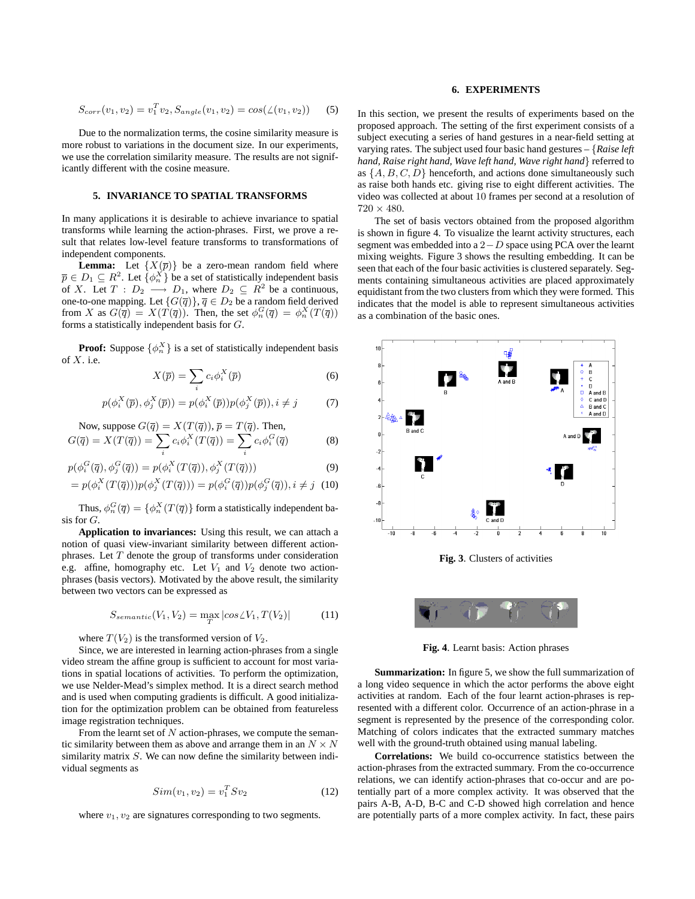$$S_{corr}(v_1, v_2) = v_1^T v_2, S_{angle}(v_1, v_2) = cos(\angle(v_1, v_2)) \quad (5)$$

Due to the normalization terms, the cosine similarity measure is more robust to variations in the document size. In our experiments, we use the correlation similarity measure. The results are not significantly different with the cosine measure.

## 5. INVARIANCE TO SPATIAL TRANSFORMS

In many applications it is desirable to achieve invariance to spatial transforms while learning the action-phrases. First, we prove a result that relates low-level feature transforms to transformations of independent components.

**Lemma:** Let $\{X(\overline{p})\}$ be a zero-mean random field where $\overline{p} \in D_1 \subseteq R^2$. Let $\{\phi_n^X\}$ be a set of statistically independent basis of $X$. Let $T : D_2 \longrightarrow D_1$, where $D_2 \subseteq R^2$ be a continuous, one-to-one mapping. Let $\{G(\overline{q})\}, \overline{q} \in D_2$ be a random field derived from $X$ as $G(\overline{q}) = X(T(\overline{q}))$. Then, the set $\phi_n^G(\overline{q}) = \phi_n^X(T(\overline{q}))$ forms a statistically independent basis for $G$.

**Proof:** Suppose $\{\phi_n^X\}$ is a set of statistically independent basis of $X$. i.e.

$$X(\overline{p}) = \sum_i c_i \phi_i^X(\overline{p}) \quad (6)$$

$$p(\phi_i^X(\overline{p}), \phi_j^X(\overline{p})) = p(\phi_i^X(\overline{p}))p(\phi_j^X(\overline{p})), i \neq j \quad (7)$$

Now, suppose $G(\overline{q}) = X(T(\overline{q})), \overline{p} = T(\overline{q})$. Then,

$$G(\overline{q}) = X(T(\overline{q})) = \sum_i c_i \phi_i^X(T(\overline{q})) = \sum_i c_i \phi_i^G(\overline{q}) \quad (8)$$

$$p(\phi_i^G(\overline{q}), \phi_j^G(\overline{q})) = p(\phi_i^X(T(\overline{q})), \phi_j^X(T(\overline{q}))) \quad (9)$$

$$= p(\phi_i^X(T(\overline{q})))p(\phi_j^X(T(\overline{q}))) = p(\phi_i^G(\overline{q}))p(\phi_j^G(\overline{q})), i \neq j \quad (10)$$

Thus, $\phi_n^G(\overline{q}) = \{\phi_n^X(T(\overline{q})\}$ form a statistically independent basis for $G$.

**Application to invariances:** Using this result, we can attach a notion of quasi view-invariant similarity between different action-phrases. Let $T$ denote the group of transforms under consideration e.g. affine, homography etc. Let $V_1$ and $V_2$ denote two action-phrases (basis vectors). Motivated by the above result, the similarity between two vectors can be expressed as

$$S_{semantic}(V_1, V_2) = \max_T |cos\angle V_1, T(V_2)| \quad (11)$$

where $T(V_2)$ is the transformed version of $V_2$.

Since, we are interested in learning action-phrases from a single video stream the affine group is sufficient to account for most variations in spatial locations of activities. To perform the optimization, we use Nelder-Mead's simplex method. It is a direct search method and is used when computing gradients is difficult. A good initialization for the optimization problem can be obtained from featureless image registration techniques.

From the learnt set of $N$ action-phrases, we compute the semantic similarity between them as above and arrange them in an $N \times N$ similarity matrix $S$. We can now define the similarity between individual segments as

$$Sim(v_1, v_2) = v_1^T S v_2 \quad (12)$$

where $v_1, v_2$ are signatures corresponding to two segments.

## 6. EXPERIMENTS

In this section, we present the results of experiments based on the proposed approach. The setting of the first experiment consists of a subject executing a series of hand gestures in a near-field setting at varying rates. The subject used four basic hand gestures – {*Raise left hand, Raise right hand, Wave left hand, Wave right hand*} referred to as $\{A, B, C, D\}$ henceforth, and actions done simultaneously such as raise both hands etc. giving rise to eight different activities. The video was collected at about 10 frames per second at a resolution of $720 \times 480$.

The set of basis vectors obtained from the proposed algorithm is shown in figure 4. To visualize the learnt activity structures, each segment was embedded into a $2-D$ space using PCA over the learnt mixing weights. Figure 3 shows the resulting embedding. It can be seen that each of the four basic activities is clustered separately. Segments containing simultaneous activities are placed approximately equidistant from the two clusters from which they were formed. This indicates that the model is able to represent simultaneous activities as a combination of the basic ones.

A
B
C
D
A and B
C and D
B and C
A and D

**Fig. 3**. Clusters of activities

**Fig. 4**. Learnt basis: Action phrases

**Summarization:** In figure 5, we show the full summarization of a long video sequence in which the actor performs the above eight activities at random. Each of the four learnt action-phrases is represented with a different color. Occurrence of an action-phrase in a segment is represented by the presence of the corresponding color. Matching of colors indicates that the extracted summary matches well with the ground-truth obtained using manual labeling.

**Correlations:** We build co-occurrence statistics between the action-phrases from the extracted summary. From the co-occurrence relations, we can identify action-phrases that co-occur and are potentially part of a more complex activity. It was observed that the pairs A-B, A-D, B-C and C-D showed high correlation and hence are potentially parts of a more complex activity. In fact, these pairs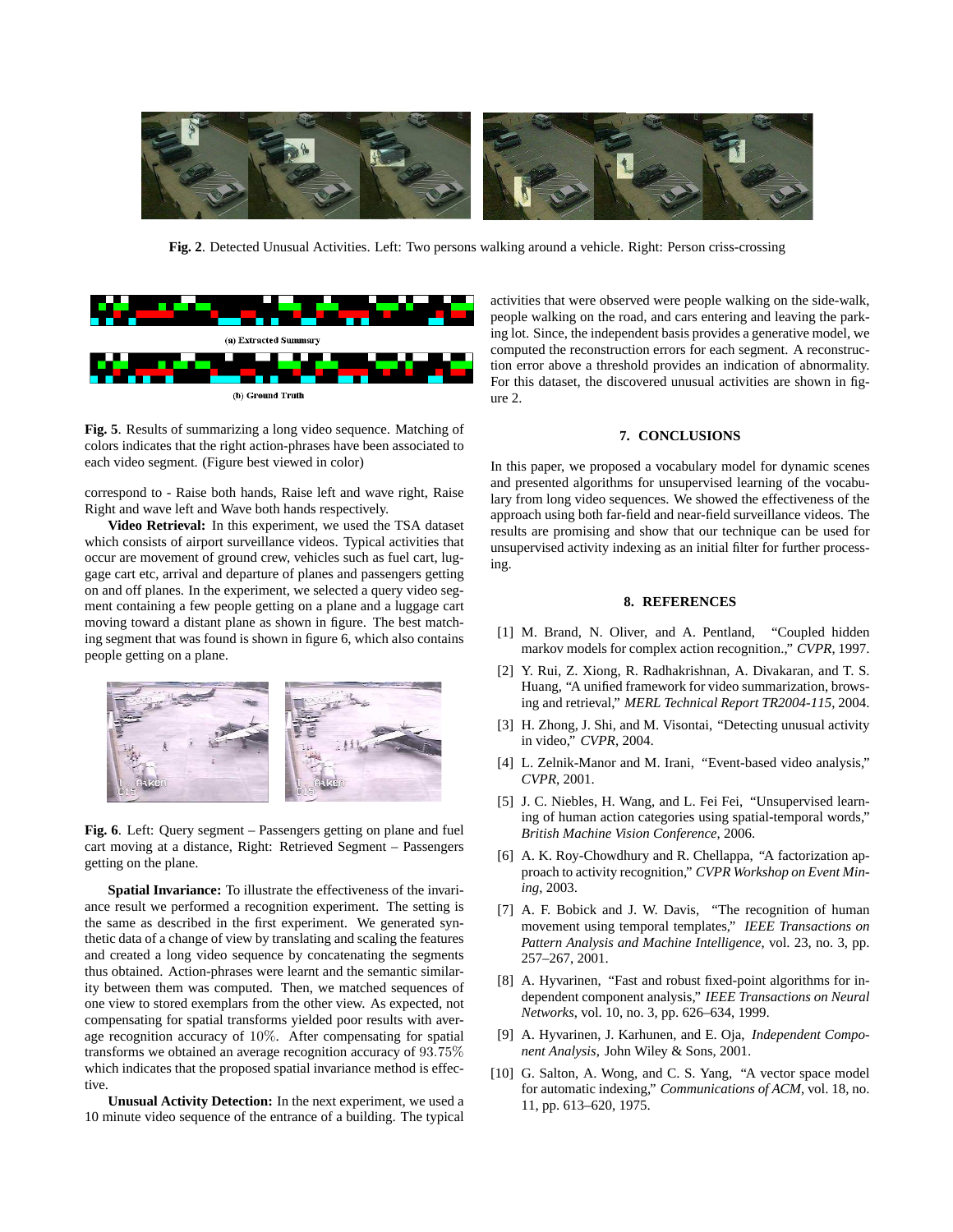Fig. 2. Detected Unusual Activities. Left: Two persons walking around a vehicle. Right: Person criss-crossing

(a) Extracted Summary

(b) Ground Truth

**Fig. 5**. Results of summarizing a long video sequence. Matching of colors indicates that the right action-phrases have been associated to each video segment. (Figure best viewed in color)

correspond to - Raise both hands, Raise left and wave right, Raise Right and wave left and Wave both hands respectively.

**Video Retrieval:** In this experiment, we used the TSA dataset which consists of airport surveillance videos. Typical activities that occur are movement of ground crew, vehicles such as fuel cart, luggage cart etc, arrival and departure of planes and passengers getting on and off planes. In the experiment, we selected a query video segment containing a few people getting on a plane and a luggage cart moving toward a distant plane as shown in figure. The best matching segment that was found is shown in figure 6, which also contains people getting on a plane.

**Fig. 6**. Left: Query segment – Passengers getting on plane and fuel cart moving at a distance, Right: Retrieved Segment – Passengers getting on the plane.

**Spatial Invariance:** To illustrate the effectiveness of the invariance result we performed a recognition experiment. The setting is the same as described in the first experiment. We generated synthetic data of a change of view by translating and scaling the features and created a long video sequence by concatenating the segments thus obtained. Action-phrases were learnt and the semantic similarity between them was computed. Then, we matched sequences of one view to stored exemplars from the other view. As expected, not compensating for spatial transforms yielded poor results with average recognition accuracy of $10\%$. After compensating for spatial transforms we obtained an average recognition accuracy of $93.75\%$ which indicates that the proposed spatial invariance method is effective.

**Unusual Activity Detection:** In the next experiment, we used a 10 minute video sequence of the entrance of a building. The typical activities that were observed were people walking on the side-walk, people walking on the road, and cars entering and leaving the parking lot. Since, the independent basis provides a generative model, we computed the reconstruction errors for each segment. A reconstruction error above a threshold provides an indication of abnormality. For this dataset, the discovered unusual activities are shown in figure 2.

## 7. CONCLUSIONS

In this paper, we proposed a vocabulary model for dynamic scenes and presented algorithms for unsupervised learning of the vocabulary from long video sequences. We showed the effectiveness of the approach using both far-field and near-field surveillance videos. The results are promising and show that our technique can be used for unsupervised activity indexing as an initial filter for further processing.

## 8. REFERENCES

[1] M. Brand, N. Oliver, and A. Pentland, "Coupled hidden markov models for complex action recognition.," *CVPR*, 1997.

[2] Y. Rui, Z. Xiong, R. Radhakrishnan, A. Divakaran, and T. S. Huang, "A unified framework for video summarization, browsing and retrieval," *MERL Technical Report TR2004-115*, 2004.

[3] H. Zhong, J. Shi, and M. Visontai, "Detecting unusual activity in video," *CVPR*, 2004.

[4] L. Zelnik-Manor and M. Irani, "Event-based video analysis," *CVPR*, 2001.

[5] J. C. Niebles, H. Wang, and L. Fei Fei, "Unsupervised learning of human action categories using spatial-temporal words," *British Machine Vision Conference*, 2006.

[6] A. K. Roy-Chowdhury and R. Chellappa, "A factorization approach to activity recognition," *CVPR Workshop on Event Mining*, 2003.

[7] A. F. Bobick and J. W. Davis, "The recognition of human movement using temporal templates," *IEEE Transactions on Pattern Analysis and Machine Intelligence*, vol. 23, no. 3, pp. 257–267, 2001.

[8] A. Hyvarinen, "Fast and robust fixed-point algorithms for independent component analysis," *IEEE Transactions on Neural Networks*, vol. 10, no. 3, pp. 626–634, 1999.

[9] A. Hyvarinen, J. Karhunen, and E. Oja, *Independent Component Analysis*, John Wiley & Sons, 2001.

[10] G. Salton, A. Wong, and C. S. Yang, "A vector space model for automatic indexing," *Communications of ACM*, vol. 18, no. 11, pp. 613–620, 1975.